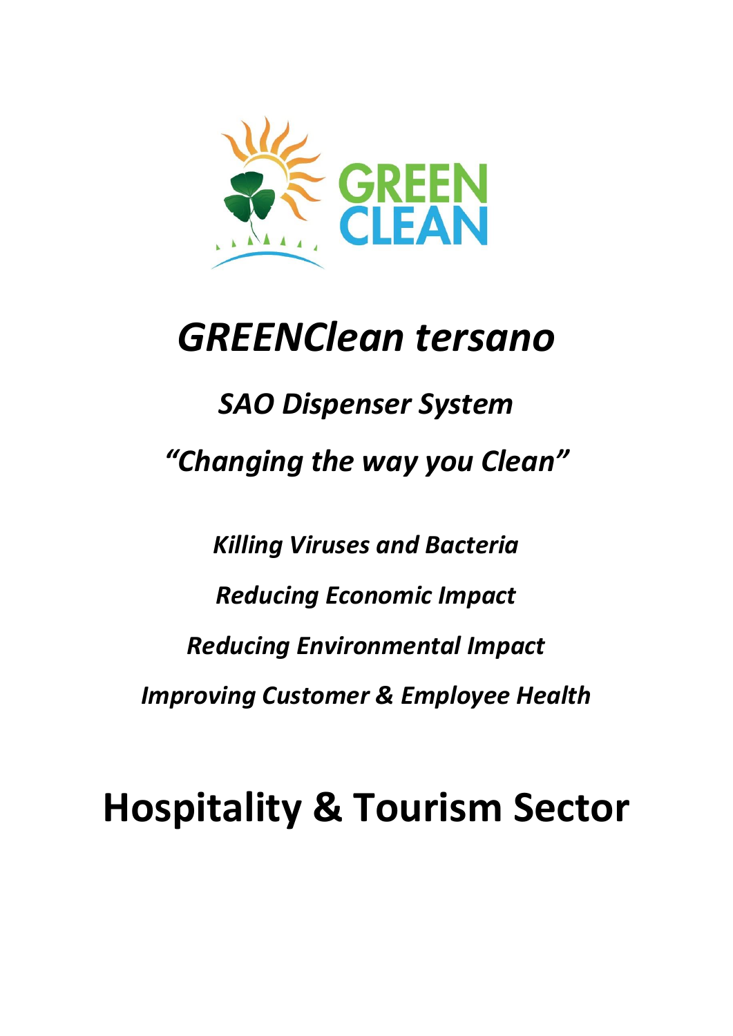GREEN CLEAN

# *GREENClean tersano*

## *SAO Dispenser System*

## *"Changing the way you Clean"*

***Killing Viruses and Bacteria***

***Reducing Economic Impact***

***Reducing Environmental Impact***

***Improving Customer & Employee Health***

# Hospitality & Tourism Sector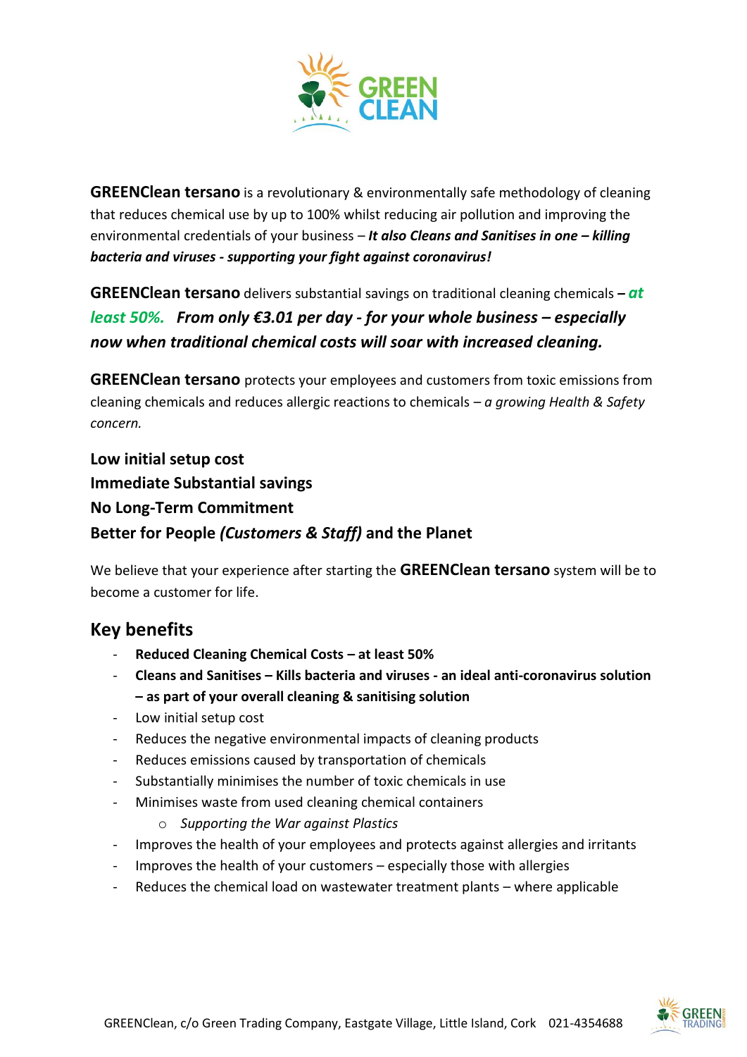**GREENClean tersano** is a revolutionary & environmentally safe methodology of cleaning that reduces chemical use by up to 100% whilst reducing air pollution and improving the environmental credentials of your business – ***It also Cleans and Sanitises in one – killing bacteria and viruses - supporting your fight against coronavirus!***

**GREENClean tersano** delivers substantial savings on traditional cleaning chemicals **–** ***at least 50%.*** ***From only €3.01 per day - for your whole business – especially now when traditional chemical costs will soar with increased cleaning.***

**GREENClean tersano** protects your employees and customers from toxic emissions from cleaning chemicals and reduces allergic reactions to chemicals – *a growing Health & Safety concern.*

**Low initial setup cost**
**Immediate Substantial savings**
**No Long-Term Commitment**
**Better for People *(Customers & Staff)* and the Planet**

We believe that your experience after starting the **GREENClean tersano** system will be to become a customer for life.

## Key benefits

- **Reduced Cleaning Chemical Costs – at least 50%**
- **Cleans and Sanitises – Kills bacteria and viruses - an ideal anti-coronavirus solution – as part of your overall cleaning & sanitising solution**
- Low initial setup cost
- Reduces the negative environmental impacts of cleaning products
- Reduces emissions caused by transportation of chemicals
- Substantially minimises the number of toxic chemicals in use
- Minimises waste from used cleaning chemical containers
    - *Supporting the War against Plastics*
- Improves the health of your employees and protects against allergies and irritants
- Improves the health of your customers – especially those with allergies
- Reduces the chemical load on wastewater treatment plants – where applicable

GREENClean, c/o Green Trading Company, Eastgate Village, Little Island, Cork 021-4354688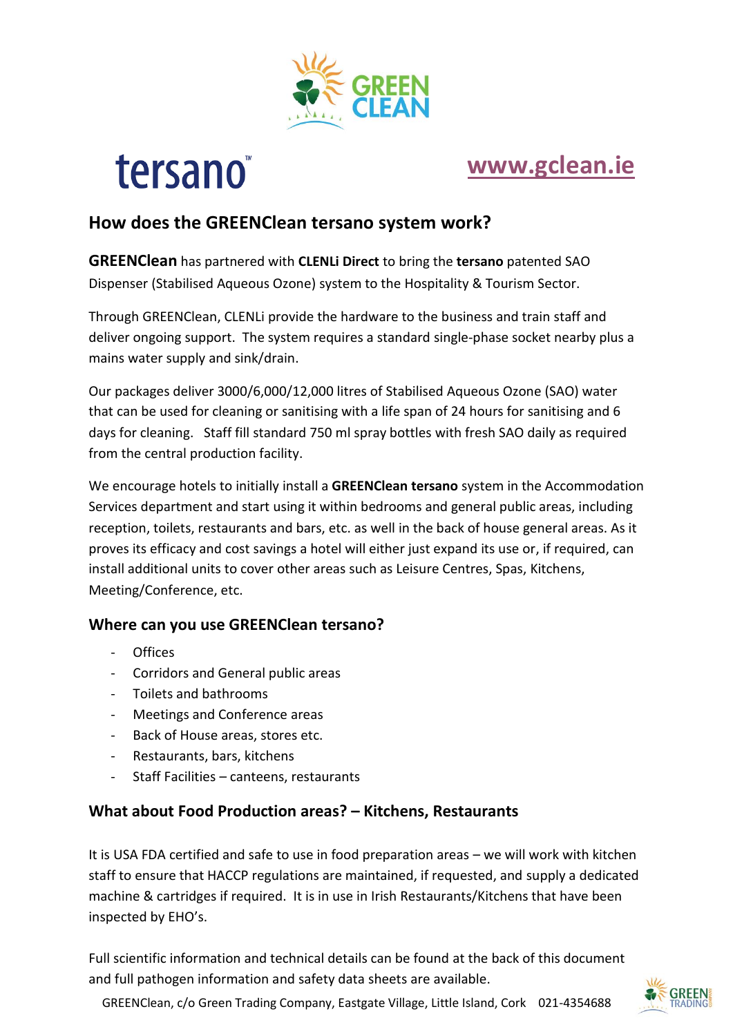tersano™

www.gclean.ie

## How does the GREENClean tersano system work?

**GREENClean** has partnered with **CLENLi Direct** to bring the **tersano** patented SAO Dispenser (Stabilised Aqueous Ozone) system to the Hospitality & Tourism Sector.

Through GREENClean, CLENLi provide the hardware to the business and train staff and deliver ongoing support. The system requires a standard single-phase socket nearby plus a mains water supply and sink/drain.

Our packages deliver 3000/6,000/12,000 litres of Stabilised Aqueous Ozone (SAO) water that can be used for cleaning or sanitising with a life span of 24 hours for sanitising and 6 days for cleaning. Staff fill standard 750 ml spray bottles with fresh SAO daily as required from the central production facility.

We encourage hotels to initially install a **GREENClean tersano** system in the Accommodation Services department and start using it within bedrooms and general public areas, including reception, toilets, restaurants and bars, etc. as well in the back of house general areas. As it proves its efficacy and cost savings a hotel will either just expand its use or, if required, can install additional units to cover other areas such as Leisure Centres, Spas, Kitchens, Meeting/Conference, etc.

### Where can you use GREENClean tersano?

- Offices
- Corridors and General public areas
- Toilets and bathrooms
- Meetings and Conference areas
- Back of House areas, stores etc.
- Restaurants, bars, kitchens
- Staff Facilities – canteens, restaurants

### What about Food Production areas? – Kitchens, Restaurants

It is USA FDA certified and safe to use in food preparation areas – we will work with kitchen staff to ensure that HACCP regulations are maintained, if requested, and supply a dedicated machine & cartridges if required. It is in use in Irish Restaurants/Kitchens that have been inspected by EHO's.

Full scientific information and technical details can be found at the back of this document and full pathogen information and safety data sheets are available.

GREENClean, c/o Green Trading Company, Eastgate Village, Little Island, Cork 021-4354688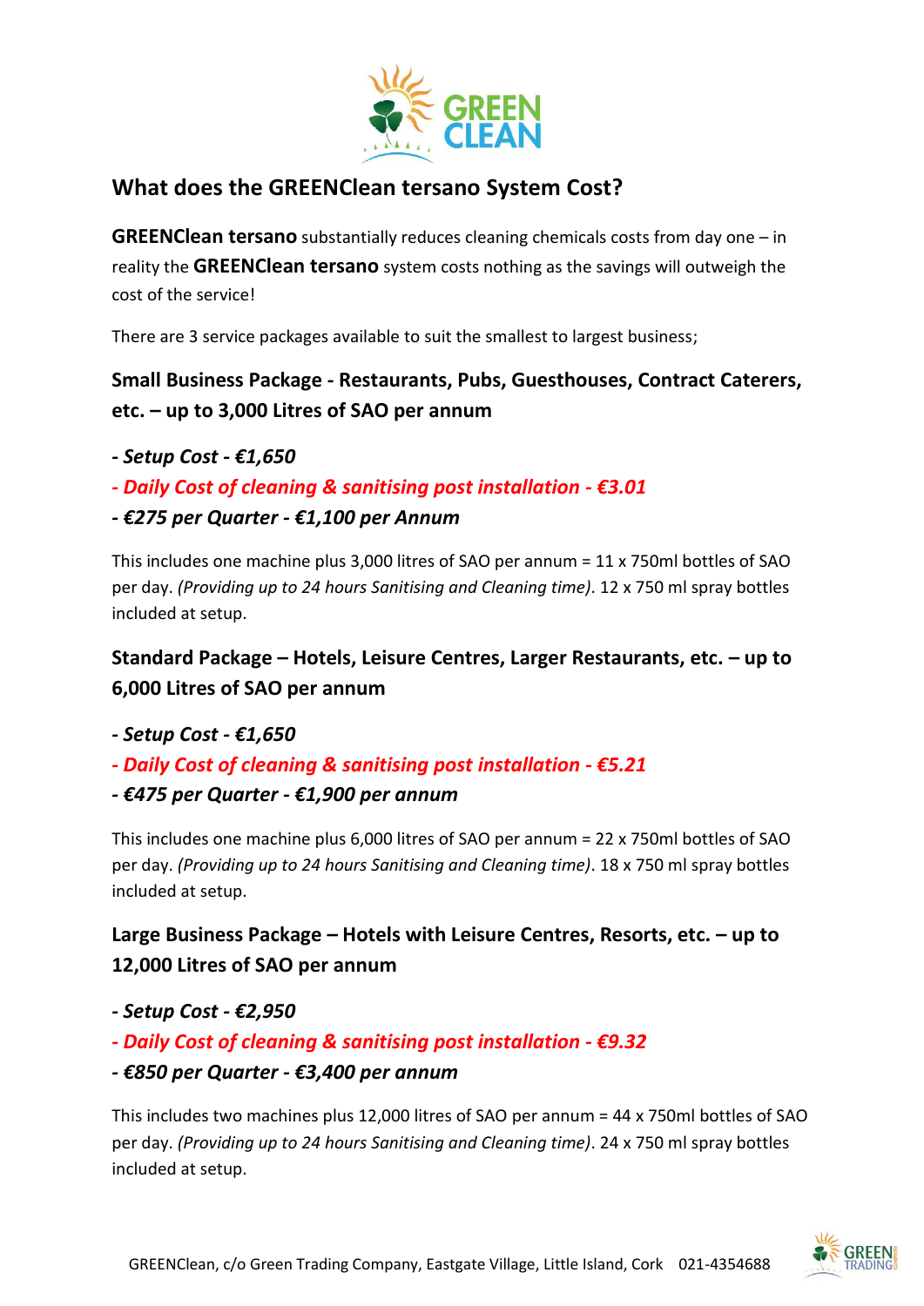## What does the GREENClean tersano System Cost?

**GREENClean tersano** substantially reduces cleaning chemicals costs from day one – in reality the **GREENClean tersano** system costs nothing as the savings will outweigh the cost of the service!

There are 3 service packages available to suit the smallest to largest business;

### Small Business Package - Restaurants, Pubs, Guesthouses, Contract Caterers, etc. – up to 3,000 Litres of SAO per annum

***- Setup Cost - €1,650***

***- Daily Cost of cleaning & sanitising post installation - €3.01***

***- €275 per Quarter - €1,100 per Annum***

This includes one machine plus 3,000 litres of SAO per annum = 11 x 750ml bottles of SAO per day. *(Providing up to 24 hours Sanitising and Cleaning time)*. 12 x 750 ml spray bottles included at setup.

### Standard Package – Hotels, Leisure Centres, Larger Restaurants, etc. – up to 6,000 Litres of SAO per annum

***- Setup Cost - €1,650***

***- Daily Cost of cleaning & sanitising post installation - €5.21***

***- €475 per Quarter - €1,900 per annum***

This includes one machine plus 6,000 litres of SAO per annum = 22 x 750ml bottles of SAO per day. *(Providing up to 24 hours Sanitising and Cleaning time)*. 18 x 750 ml spray bottles included at setup.

### Large Business Package – Hotels with Leisure Centres, Resorts, etc. – up to 12,000 Litres of SAO per annum

***- Setup Cost - €2,950***

***- Daily Cost of cleaning & sanitising post installation - €9.32***

***- €850 per Quarter - €3,400 per annum***

This includes two machines plus 12,000 litres of SAO per annum = 44 x 750ml bottles of SAO per day. *(Providing up to 24 hours Sanitising and Cleaning time)*. 24 x 750 ml spray bottles included at setup.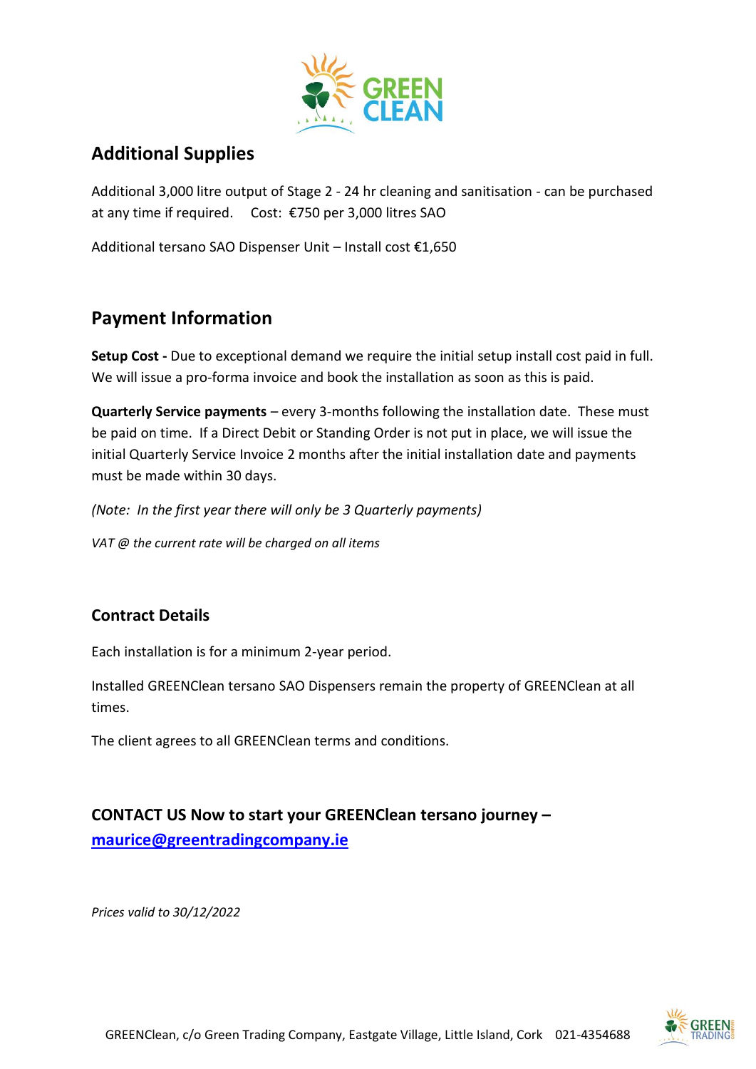## Additional Supplies

Additional 3,000 litre output of Stage 2 - 24 hr cleaning and sanitisation - can be purchased at any time if required.    Cost:  €750 per 3,000 litres SAO

Additional tersano SAO Dispenser Unit – Install cost €1,650

## Payment Information

**Setup Cost -** Due to exceptional demand we require the initial setup install cost paid in full. We will issue a pro-forma invoice and book the installation as soon as this is paid.

**Quarterly Service payments** – every 3-months following the installation date. These must be paid on time. If a Direct Debit or Standing Order is not put in place, we will issue the initial Quarterly Service Invoice 2 months after the initial installation date and payments must be made within 30 days.

*(Note: In the first year there will only be 3 Quarterly payments)*

*VAT @ the current rate will be charged on all items*

### Contract Details

Each installation is for a minimum 2-year period.

Installed GREENClean tersano SAO Dispensers remain the property of GREENClean at all times.

The client agrees to all GREENClean terms and conditions.

### CONTACT US Now to start your GREENClean tersano journey – [maurice@greentradingcompany.ie](mailto:maurice@greentradingcompany.ie)

*Prices valid to 30/12/2022*

GREENClean, c/o Green Trading Company, Eastgate Village, Little Island, Cork    021-4354688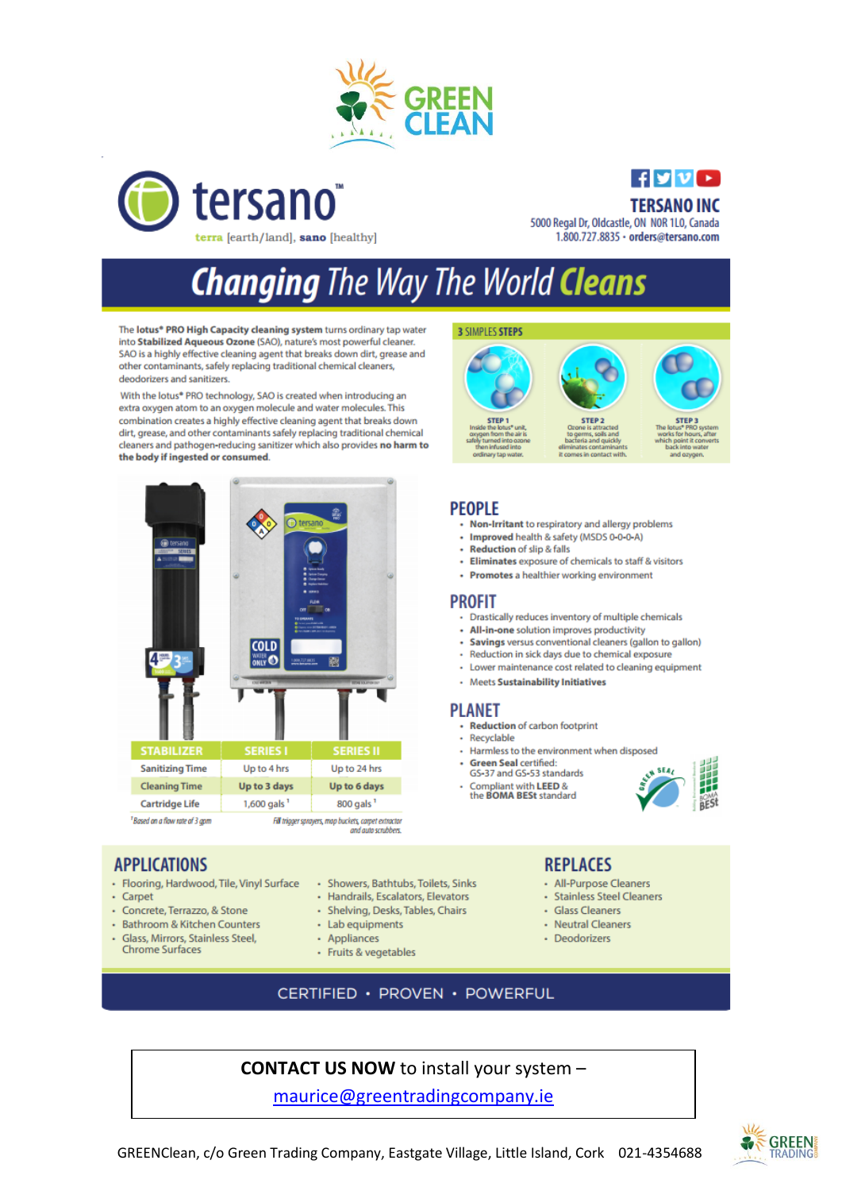GREEN CLEAN

tersano™

terra [earth/land], sano [healthy]

**TERSANO INC**
5000 Regal Dr, Oldcastle, ON N0R 1L0, Canada
1.800.727.8835 • **orders@tersano.com**

# Changing The Way The World Cleans

The **lotus® PRO High Capacity cleaning system** turns ordinary tap water into **Stabilized Aqueous Ozone** (SAO), nature's most powerful cleaner. SAO is a highly effective cleaning agent that breaks down dirt, grease and other contaminants, safely replacing traditional chemical cleaners, deodorizers and sanitizers.

With the lotus® PRO technology, SAO is created when introducing an extra oxygen atom to an oxygen molecule and water molecules. This combination creates a highly effective cleaning agent that breaks down dirt, grease, and other contaminants safely replacing traditional chemical cleaners and pathogen-reducing sanitizer which also provides **no harm to the body if ingested or consumed.**

## 3 SIMPLES STEPS

**STEP 1** Inside the lotus® unit, oxygen from the air is safely turned into ozone then infused into ordinary tap water.

**STEP 2** Ozone is attracted to germs, soils and bacteria and quickly eliminates contaminants it comes in contact with.

**STEP 3** The lotus® PRO system works for hours, after which point it converts back into water and oxygen.

| STABILIZER | SERIES I | SERIES II |
|---|---|---|
| Sanitizing Time | Up to 4 hrs | Up to 24 hrs |
| Cleaning Time | Up to 3 days | Up to 6 days |
| Cartridge Life | 1,600 gals [1] | 800 gals [1] |

[1] Based on a flow rate of 3 gpm

Fill trigger sprayers, mop buckets, carpet extractor and auto scrubbers.

## PEOPLE

- **Non-Irritant** to respiratory and allergy problems
- **Improved** health & safety (MSDS 0-0-0-A)
- **Reduction** of slip & falls
- **Eliminates** exposure of chemicals to staff & visitors
- **Promotes** a healthier working environment

## PROFIT

- Drastically reduces inventory of multiple chemicals
- **All-in-one** solution improves productivity
- **Savings** versus conventional cleaners (gallon to gallon)
- Reduction in sick days due to chemical exposure
- Lower maintenance cost related to cleaning equipment
- Meets **Sustainability Initiatives**

## PLANET

- **Reduction** of carbon footprint
- Recyclable
- Harmless to the environment when disposed
- **Green Seal** certified: GS-37 and GS-53 standards
- Compliant with **LEED** & the **BOMA BESt** standard

## APPLICATIONS

- Flooring, Hardwood, Tile, Vinyl Surface
- Carpet
- Concrete, Terrazzo, & Stone
- Bathroom & Kitchen Counters
- Glass, Mirrors, Stainless Steel, Chrome Surfaces
- Showers, Bathtubs, Toilets, Sinks
- Handrails, Escalators, Elevators
- Shelving, Desks, Tables, Chairs
- Lab equipments
- Appliances
- Fruits & vegetables

## REPLACES

- All-Purpose Cleaners
- Stainless Steel Cleaners
- Glass Cleaners
- Neutral Cleaners
- Deodorizers

CERTIFIED • PROVEN • POWERFUL

**CONTACT US NOW** to install your system –
maurice@greentradingcompany.ie

GREENClean, c/o Green Trading Company, Eastgate Village, Little Island, Cork 021-4354688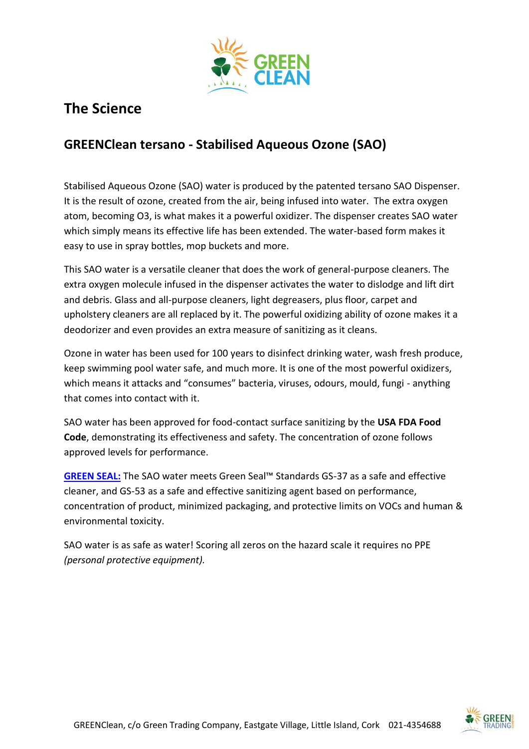## The Science

### GREENClean tersano - Stabilised Aqueous Ozone (SAO)

Stabilised Aqueous Ozone (SAO) water is produced by the patented tersano SAO Dispenser. It is the result of ozone, created from the air, being infused into water. The extra oxygen atom, becoming $O3$, is what makes it a powerful oxidizer. The dispenser creates SAO water which simply means its effective life has been extended. The water-based form makes it easy to use in spray bottles, mop buckets and more.

This SAO water is a versatile cleaner that does the work of general-purpose cleaners. The extra oxygen molecule infused in the dispenser activates the water to dislodge and lift dirt and debris. Glass and all-purpose cleaners, light degreasers, plus floor, carpet and upholstery cleaners are all replaced by it. The powerful oxidizing ability of ozone makes it a deodorizer and even provides an extra measure of sanitizing as it cleans.

Ozone in water has been used for 100 years to disinfect drinking water, wash fresh produce, keep swimming pool water safe, and much more. It is one of the most powerful oxidizers, which means it attacks and "consumes" bacteria, viruses, odours, mould, fungi - anything that comes into contact with it.

SAO water has been approved for food-contact surface sanitizing by the **USA FDA Food Code**, demonstrating its effectiveness and safety. The concentration of ozone follows approved levels for performance.

**GREEN SEAL:** The SAO water meets Green Seal™ Standards GS-37 as a safe and effective cleaner, and GS-53 as a safe and effective sanitizing agent based on performance, concentration of product, minimized packaging, and protective limits on VOCs and human & environmental toxicity.

SAO water is as safe as water! Scoring all zeros on the hazard scale it requires no PPE *(personal protective equipment).*

GREENClean, c/o Green Trading Company, Eastgate Village, Little Island, Cork 021-4354688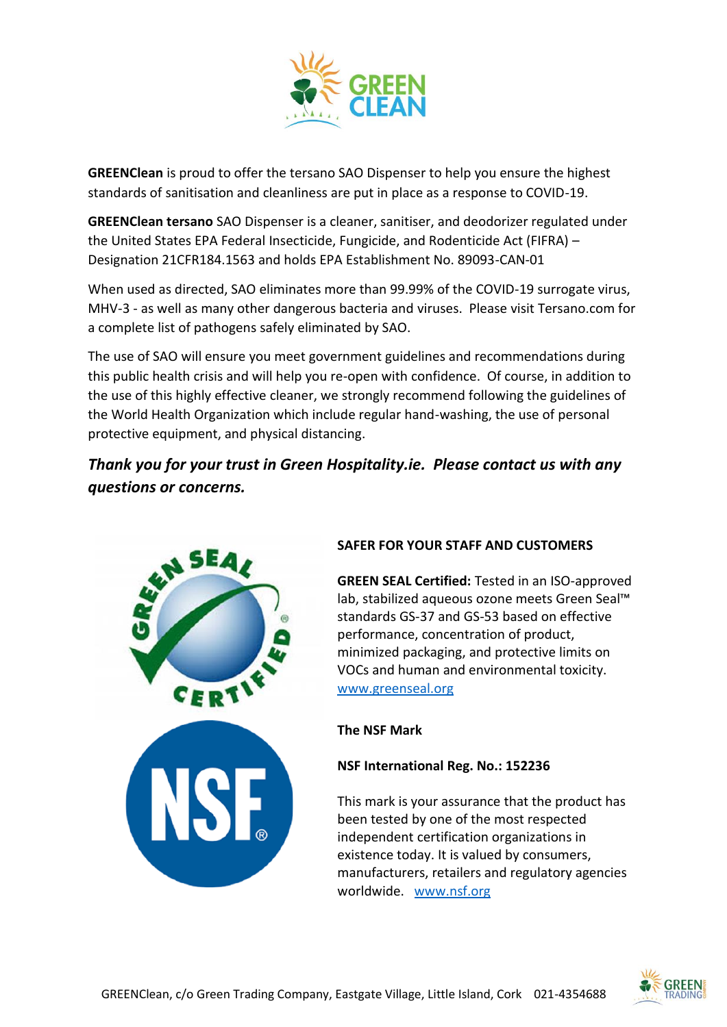**GREENClean** is proud to offer the tersano SAO Dispenser to help you ensure the highest standards of sanitisation and cleanliness are put in place as a response to COVID-19.

**GREENClean tersano** SAO Dispenser is a cleaner, sanitiser, and deodorizer regulated under the United States EPA Federal Insecticide, Fungicide, and Rodenticide Act (FIFRA) – Designation 21CFR184.1563 and holds EPA Establishment No. 89093-CAN-01

When used as directed, SAO eliminates more than 99.99% of the COVID-19 surrogate virus, MHV-3 - as well as many other dangerous bacteria and viruses. Please visit Tersano.com for a complete list of pathogens safely eliminated by SAO.

The use of SAO will ensure you meet government guidelines and recommendations during this public health crisis and will help you re-open with confidence. Of course, in addition to the use of this highly effective cleaner, we strongly recommend following the guidelines of the World Health Organization which include regular hand-washing, the use of personal protective equipment, and physical distancing.

***Thank you for your trust in Green Hospitality.ie. Please contact us with any questions or concerns.***

**SAFER FOR YOUR STAFF AND CUSTOMERS**

**GREEN SEAL Certified:** Tested in an ISO-approved lab, stabilized aqueous ozone meets Green Seal™ standards GS-37 and GS-53 based on effective performance, concentration of product, minimized packaging, and protective limits on VOCs and human and environmental toxicity. www.greenseal.org

**The NSF Mark**

**NSF International Reg. No.: 152236**

This mark is your assurance that the product has been tested by one of the most respected independent certification organizations in existence today. It is valued by consumers, manufacturers, retailers and regulatory agencies worldwide. www.nsf.org

GREENClean, c/o Green Trading Company, Eastgate Village, Little Island, Cork 021-4354688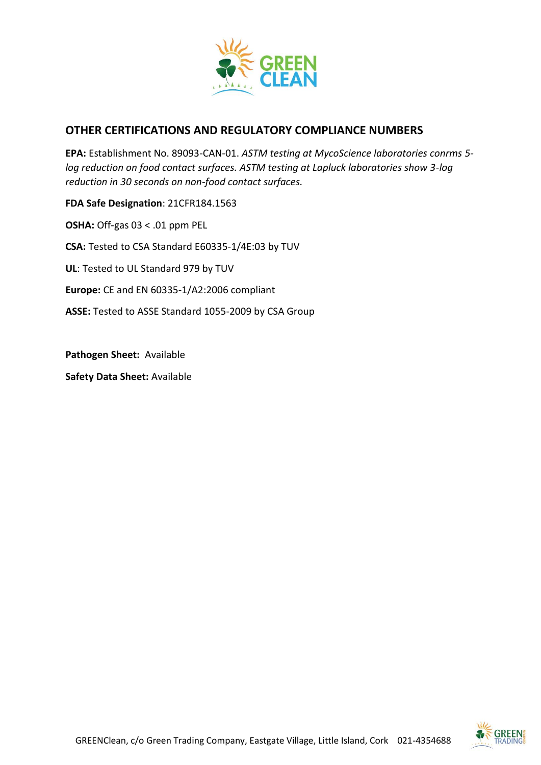## OTHER CERTIFICATIONS AND REGULATORY COMPLIANCE NUMBERS

**EPA:** Establishment No. 89093-CAN-01. *ASTM testing at MycoScience laboratories conrms 5-log reduction on food contact surfaces. ASTM testing at Lapluck laboratories show 3-log reduction in 30 seconds on non-food contact surfaces.*

**FDA Safe Designation**: 21CFR184.1563

**OSHA:** Off-gas 03 < .01 ppm PEL

**CSA:** Tested to CSA Standard E60335-1/4E:03 by TUV

**UL**: Tested to UL Standard 979 by TUV

**Europe:** CE and EN 60335-1/A2:2006 compliant

**ASSE:** Tested to ASSE Standard 1055-2009 by CSA Group

**Pathogen Sheet:** Available

**Safety Data Sheet:** Available

GREENClean, c/o Green Trading Company, Eastgate Village, Little Island, Cork 021-4354688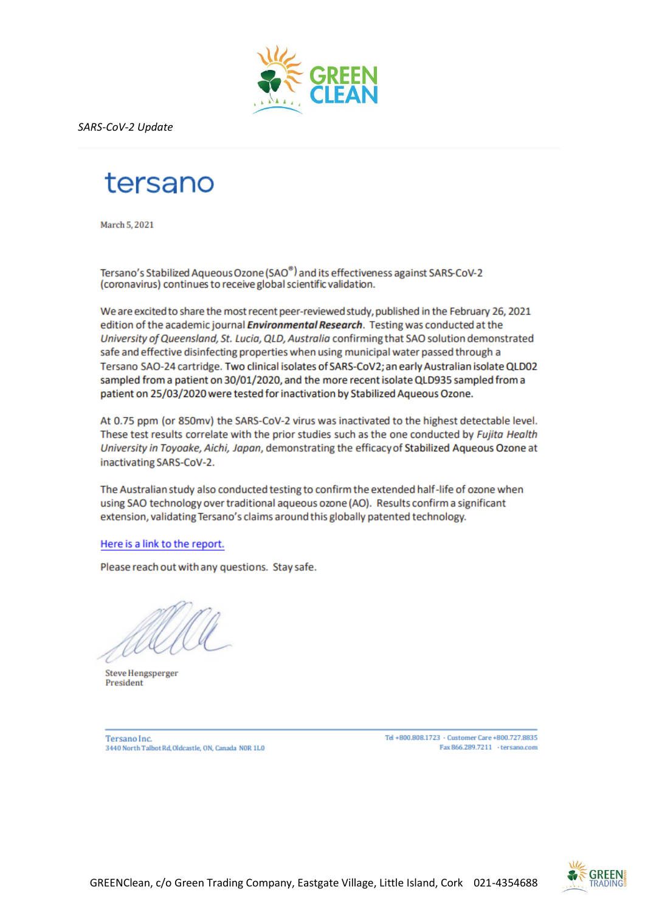*SARS-CoV-2 Update*

# tersano

March 5, 2021

Tersano's Stabilized Aqueous Ozone (SAO®) and its effectiveness against SARS-CoV-2 (coronavirus) continues to receive global scientific validation.

We are excited to share the most recent peer-reviewed study, published in the February 26, 2021 edition of the academic journal ***Environmental Research***. Testing was conducted at the *University of Queensland, St. Lucia, QLD, Australia* confirming that SAO solution demonstrated safe and effective disinfecting properties when using municipal water passed through a Tersano SAO-24 cartridge. Two clinical isolates of SARS-CoV2; an early Australian isolate QLD02 sampled from a patient on 30/01/2020, and the more recent isolate QLD935 sampled from a patient on 25/03/2020 were tested for inactivation by Stabilized Aqueous Ozone.

At 0.75 ppm (or 850mv) the SARS-CoV-2 virus was inactivated to the highest detectable level. These test results correlate with the prior studies such as the one conducted by *Fujita Health University in Toyoake, Aichi, Japan*, demonstrating the efficacy of Stabilized Aqueous Ozone at inactivating SARS-CoV-2.

The Australian study also conducted testing to confirm the extended half-life of ozone when using SAO technology over traditional aqueous ozone (AO). Results confirm a significant extension, validating Tersano's claims around this globally patented technology.

[Here is a link to the report.]

Please reach out with any questions. Stay safe.

Steve Hengsperger
President

Tersano Inc.
3440 North Talbot Rd, Oldcastle, ON, Canada N0R 1L0

Tel +800.808.1723 · Customer Care +800.727.8835
Fax 866.289.7211 · tersano.com

GREENClean, c/o Green Trading Company, Eastgate Village, Little Island, Cork 021-4354688